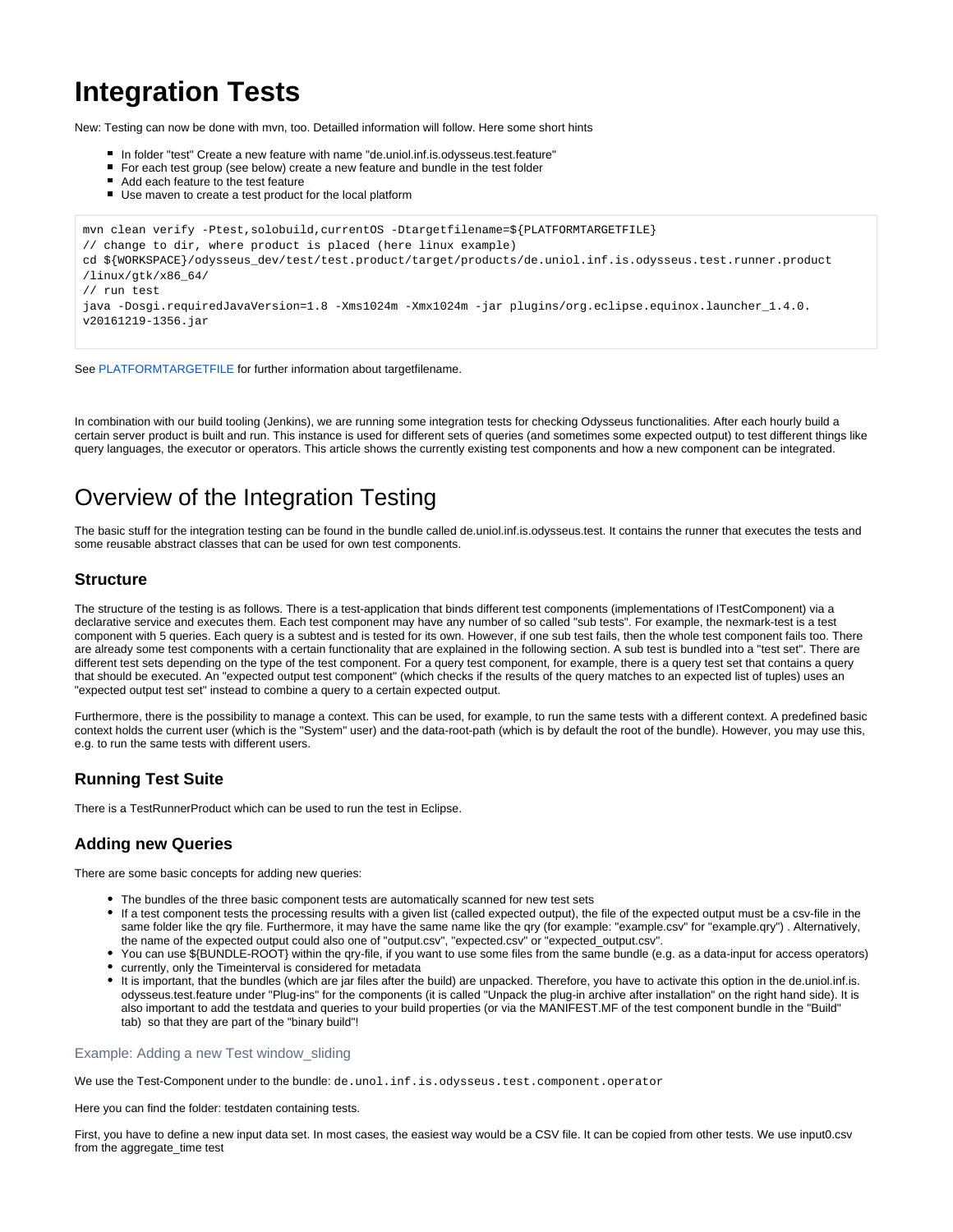# Integration Tests

New: Testing can now be done with mvn, too. Detailled information will follow. Here some short hints

- In folder "test" Create a new feature with name "de.uniol.inf.is.odysseus.test.feature"
- For each test group (see below) create a new feature and bundle in the test folder
- Add each feature to the test feature
- Use maven to create a test product for the local platform

```
mvn clean verify -Ptest,solobuild,currentOS -Dtargetfilename=${PLATFORMTARGETFILE}
// change to dir, where product is placed (here linux example)
cd ${WORKSPACE}/odysseus_dev/test/test.product/target/products/de.uniol.inf.is.odysseus.test.runner.product
/linux/gtk/x86_64/
// run test
java -Dosgi.requiredJavaVersion=1.8 -Xms1024m -Xmx1024m -jar plugins/org.eclipse.equinox.launcher_1.4.0.
v20161219-1356.jar
```

See PLATFORMTARGETFILE for further information about targetfilename.

In combination with our build tooling (Jenkins), we are running some integration tests for checking Odysseus functionalities. After each hourly build a certain server product is built and run. This instance is used for different sets of queries (and sometimes some expected output) to test different things like query languages, the executor or operators. This article shows the currently existing test components and how a new component can be integrated.

# Overview of the Integration Testing

The basic stuff for the integration testing can be found in the bundle called de.uniol.inf.is.odysseus.test. It contains the runner that executes the tests and some reusable abstract classes that can be used for own test components.

## Structure

The structure of the testing is as follows. There is a test-application that binds different test components (implementations of ITestComponent) via a declarative service and executes them. Each test component may have any number of so called "sub tests". For example, the nexmark-test is a test component with 5 queries. Each query is a subtest and is tested for its own. However, if one sub test fails, then the whole test component fails too. There are already some test components with a certain functionality that are explained in the following section. A sub test is bundled into a "test set". There are different test sets depending on the type of the test component. For a query test component, for example, there is a query test set that contains a query that should be executed. An "expected output test component" (which checks if the results of the query matches to an expected list of tuples) uses an "expected output test set" instead to combine a query to a certain expected output.

Furthermore, there is the possibility to manage a context. This can be used, for example, to run the same tests with a different context. A predefined basic context holds the current user (which is the "System" user) and the data-root-path (which is by default the root of the bundle). However, you may use this, e.g. to run the same tests with different users.

## Running Test Suite

There is a TestRunnerProduct which can be used to run the test in Eclipse.

## Adding new Queries

There are some basic concepts for adding new queries:

- The bundles of the three basic component tests are automatically scanned for new test sets
- If a test component tests the processing results with a given list (called expected output), the file of the expected output must be a csv-file in the same folder like the qry file. Furthermore, it may have the same name like the qry (for example: "example.csv" for "example.qry") . Alternatively, the name of the expected output could also one of "output.csv", "expected.csv" or "expected_output.csv".
- You can use ${BUNDLE-ROOT} within the qry-file, if you want to use some files from the same bundle (e.g. as a data-input for access operators)
- currently, only the Timeinterval is considered for metadata
- It is important, that the bundles (which are jar files after the build) are unpacked. Therefore, you have to activate this option in the de.uniol.inf.is.odysseus.test.feature under "Plug-ins" for the components (it is called "Unpack the plug-in archive after installation" on the right hand side). It is also important to add the testdata and queries to your build properties (or via the MANIFEST.MF of the test component bundle in the "Build" tab) so that they are part of the "binary build"!

### Example: Adding a new Test window_sliding

We use the Test-Component under to the bundle: `de.unol.inf.is.odysseus.test.component.operator`

Here you can find the folder: testdaten containing tests.

First, you have to define a new input data set. In most cases, the easiest way would be a CSV file. It can be copied from other tests. We use input0.csv from the aggregate_time test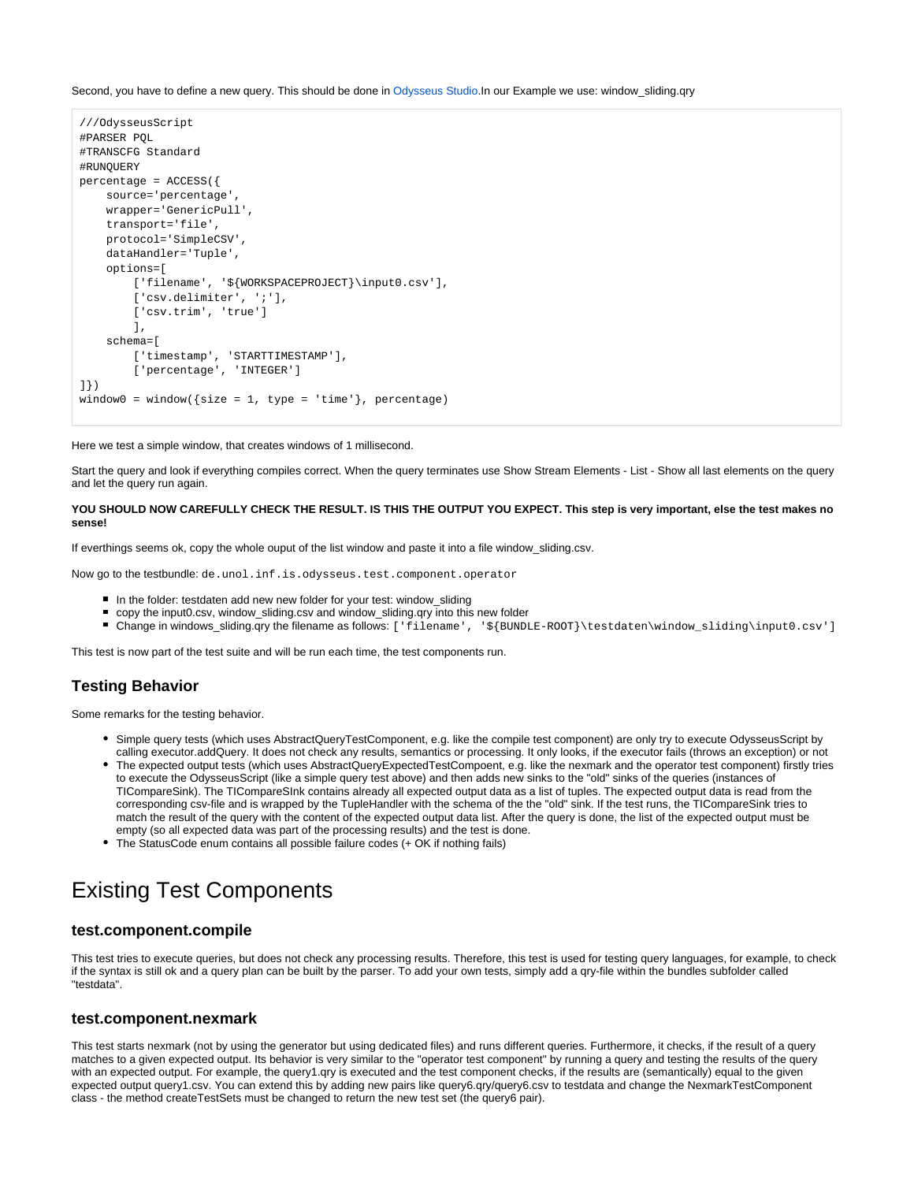Second, you have to define a new query. This should be done in Odysseus Studio.In our Example we use: window_sliding.qry

```
///OdysseusScript
#PARSER PQL
#TRANSCFG Standard
#RUNQUERY
percentage = ACCESS({
    source='percentage',
    wrapper='GenericPull',
    transport='file',
    protocol='SimpleCSV',
    dataHandler='Tuple',
    options=[
        ['filename', '${WORKSPACEPROJECT}\input0.csv'],
        ['csv.delimiter', ';'],
        ['csv.trim', 'true']
        ],
    schema=[
        ['timestamp', 'STARTTIMESTAMP'],
        ['percentage', 'INTEGER']
]})
window0 = window({size = 1, type = 'time'}, percentage)
```

Here we test a simple window, that creates windows of 1 millisecond.

Start the query and look if everything compiles correct. When the query terminates use Show Stream Elements - List - Show all last elements on the query and let the query run again.

**YOU SHOULD NOW CAREFULLY CHECK THE RESULT. IS THIS THE OUTPUT YOU EXPECT. This step is very important, else the test makes no sense!**

If everthings seems ok, copy the whole ouput of the list window and paste it into a file window_sliding.csv.

Now go to the testbundle: `de.unol.inf.is.odysseus.test.component.operator`

- In the folder: testdaten add new new folder for your test: window_sliding
- copy the input0.csv, window_sliding.csv and window_sliding.qry into this new folder
- Change in windows_sliding.qry the filename as follows: `['filename', '${BUNDLE-ROOT}\testdaten\window_sliding\input0.csv']`

This test is now part of the test suite and will be run each time, the test components run.

### Testing Behavior

Some remarks for the testing behavior.

- Simple query tests (which uses AbstractQueryTestComponent, e.g. like the compile test component) are only try to execute OdysseusScript by calling executor.addQuery. It does not check any results, semantics or processing. It only looks, if the executor fails (throws an exception) or not
- The expected output tests (which uses AbstractQueryExpectedTestCompoent, e.g. like the nexmark and the operator test component) firstly tries to execute the OdysseusScript (like a simple query test above) and then adds new sinks to the "old" sinks of the queries (instances of TICompareSink). The TICompareSInk contains already all expected output data as a list of tuples. The expected output data is read from the corresponding csv-file and is wrapped by the TupleHandler with the schema of the the "old" sink. If the test runs, the TICompareSink tries to match the result of the query with the content of the expected output data list. After the query is done, the list of the expected output must be empty (so all expected data was part of the processing results) and the test is done.
- The StatusCode enum contains all possible failure codes (+ OK if nothing fails)

# Existing Test Components

### test.component.compile

This test tries to execute queries, but does not check any processing results. Therefore, this test is used for testing query languages, for example, to check if the syntax is still ok and a query plan can be built by the parser. To add your own tests, simply add a qry-file within the bundles subfolder called "testdata".

### test.component.nexmark

This test starts nexmark (not by using the generator but using dedicated files) and runs different queries. Furthermore, it checks, if the result of a query matches to a given expected output. Its behavior is very similar to the "operator test component" by running a query and testing the results of the query with an expected output. For example, the query1.qry is executed and the test component checks, if the results are (semantically) equal to the given expected output query1.csv. You can extend this by adding new pairs like query6.qry/query6.csv to testdata and change the NexmarkTestComponent class - the method createTestSets must be changed to return the new test set (the query6 pair).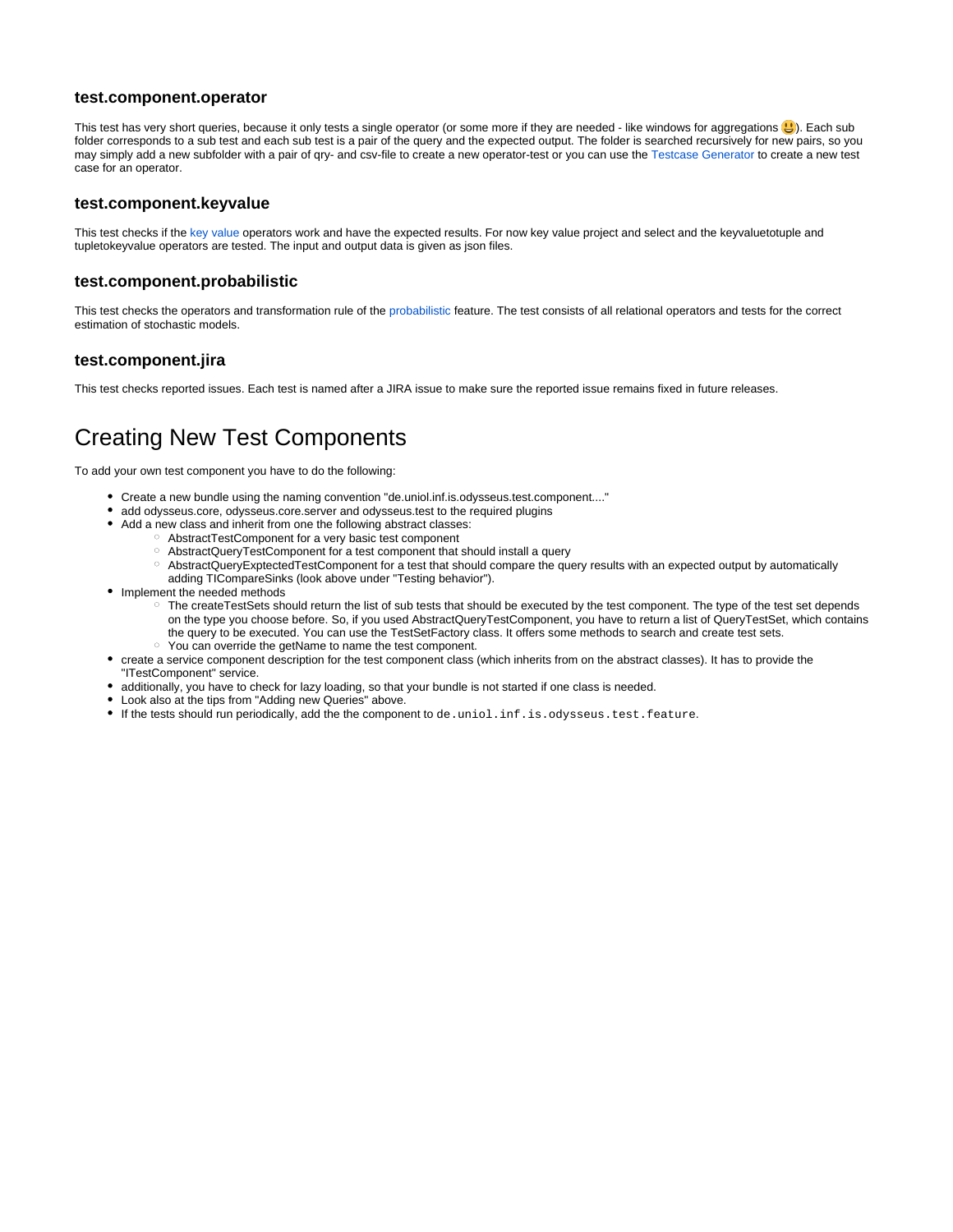### test.component.operator

This test has very short queries, because it only tests a single operator (or some more if they are needed - like windows for aggregations 😃). Each sub folder corresponds to a sub test and each sub test is a pair of the query and the expected output. The folder is searched recursively for new pairs, so you may simply add a new subfolder with a pair of qry- and csv-file to create a new operator-test or you can use the Testcase Generator to create a new test case for an operator.

### test.component.keyvalue

This test checks if the key value operators work and have the expected results. For now key value project and select and the keyvaluetotuple and tupletokeyvalue operators are tested. The input and output data is given as json files.

### test.component.probabilistic

This test checks the operators and transformation rule of the probabilistic feature. The test consists of all relational operators and tests for the correct estimation of stochastic models.

### test.component.jira

This test checks reported issues. Each test is named after a JIRA issue to make sure the reported issue remains fixed in future releases.

# Creating New Test Components

To add your own test component you have to do the following:

- Create a new bundle using the naming convention "de.uniol.inf.is.odysseus.test.component...."
- add odysseus.core, odysseus.core.server and odysseus.test to the required plugins
- Add a new class and inherit from one the following abstract classes:
  - AbstractTestComponent for a very basic test component
  - AbstractQueryTestComponent for a test component that should install a query
  - AbstractQueryExptectedTestComponent for a test that should compare the query results with an expected output by automatically adding TICompareSinks (look above under "Testing behavior").
- Implement the needed methods
  - The createTestSets should return the list of sub tests that should be executed by the test component. The type of the test set depends on the type you choose before. So, if you used AbstractQueryTestComponent, you have to return a list of QueryTestSet, which contains the query to be executed. You can use the TestSetFactory class. It offers some methods to search and create test sets.
  - You can override the getName to name the test component.
- create a service component description for the test component class (which inherits from on the abstract classes). It has to provide the "ITestComponent" service.
- additionally, you have to check for lazy loading, so that your bundle is not started if one class is needed.
- Look also at the tips from "Adding new Queries" above.
- If the tests should run periodically, add the the component to `de.uniol.inf.is.odysseus.test.feature`.